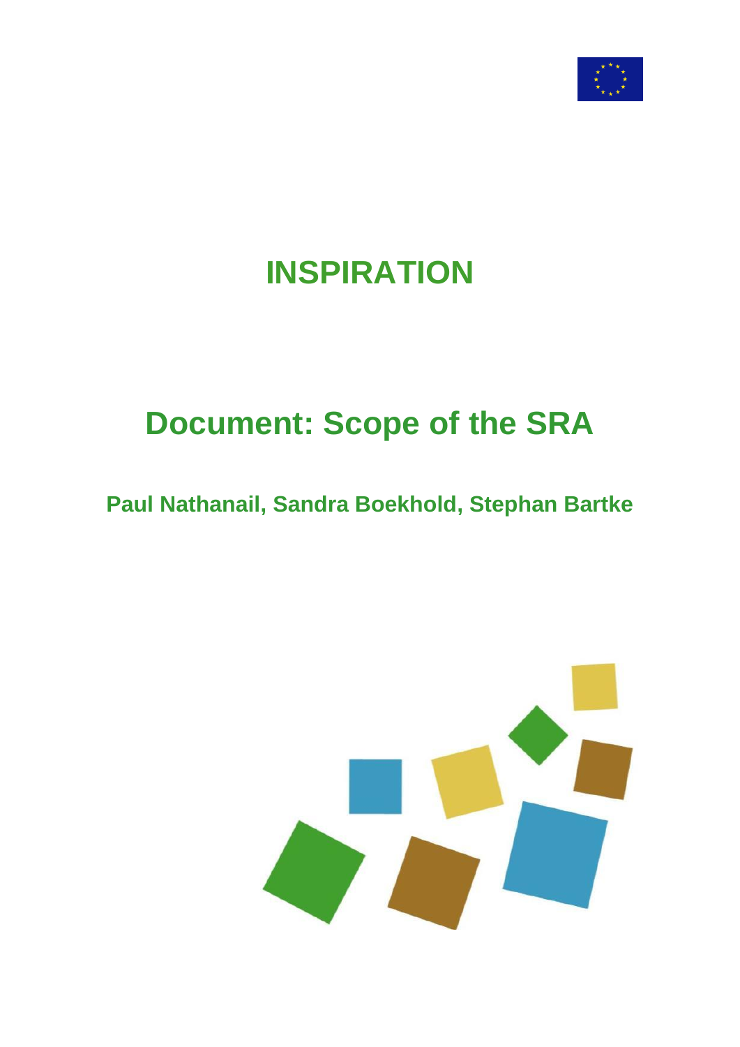# INSPIRATION

# Document: Scope of the SRA

**Paul Nathanail, Sandra Boekhold, Stephan Bartke**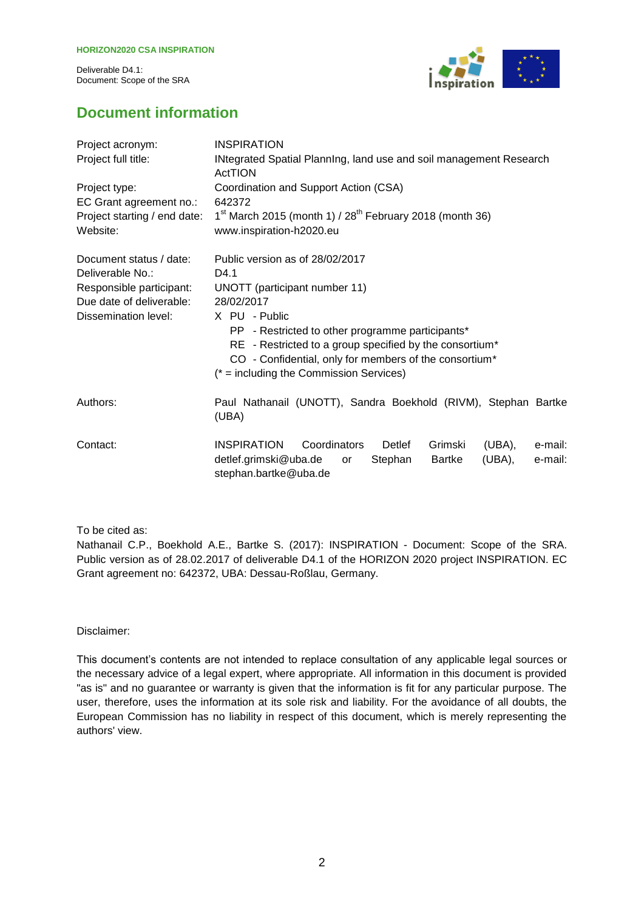# Document information

| | |
|---|---|
| Project acronym: | INSPIRATION |
| Project full title: | INtegrated Spatial PlannIng, land use and soil management Research ActTION |
| Project type: | Coordination and Support Action (CSA) |
| EC Grant agreement no.: | 642372 |
| Project starting / end date: | 1st March 2015 (month 1) / 28th February 2018 (month 36) |
| Website: | www.inspiration-h2020.eu |

| | |
|---|---|
| Document status / date: | Public version as of 28/02/2017 |
| Deliverable No.: | D4.1 |
| Responsible participant: | UNOTT (participant number 11) |
| Due date of deliverable: | 28/02/2017 |
| Dissemination level: | X PU - Public<br>PP - Restricted to other programme participants*<br>RE - Restricted to a group specified by the consortium*<br>CO - Confidential, only for members of the consortium*<br>(* = including the Commission Services) |

| | |
|---|---|
| Authors: | Paul Nathanail (UNOTT), Sandra Boekhold (RIVM), Stephan Bartke (UBA) |
| Contact: | INSPIRATION Coordinators Detlef Grimski (UBA), e-mail: detlef.grimski@uba.de or Stephan Bartke (UBA), e-mail: stephan.bartke@uba.de |

To be cited as:

Nathanail C.P., Boekhold A.E., Bartke S. (2017): INSPIRATION - Document: Scope of the SRA. Public version as of 28.02.2017 of deliverable D4.1 of the HORIZON 2020 project INSPIRATION. EC Grant agreement no: 642372, UBA: Dessau-Roßlau, Germany.

Disclaimer:

This document's contents are not intended to replace consultation of any applicable legal sources or the necessary advice of a legal expert, where appropriate. All information in this document is provided "as is" and no guarantee or warranty is given that the information is fit for any particular purpose. The user, therefore, uses the information at its sole risk and liability. For the avoidance of all doubts, the European Commission has no liability in respect of this document, which is merely representing the authors' view.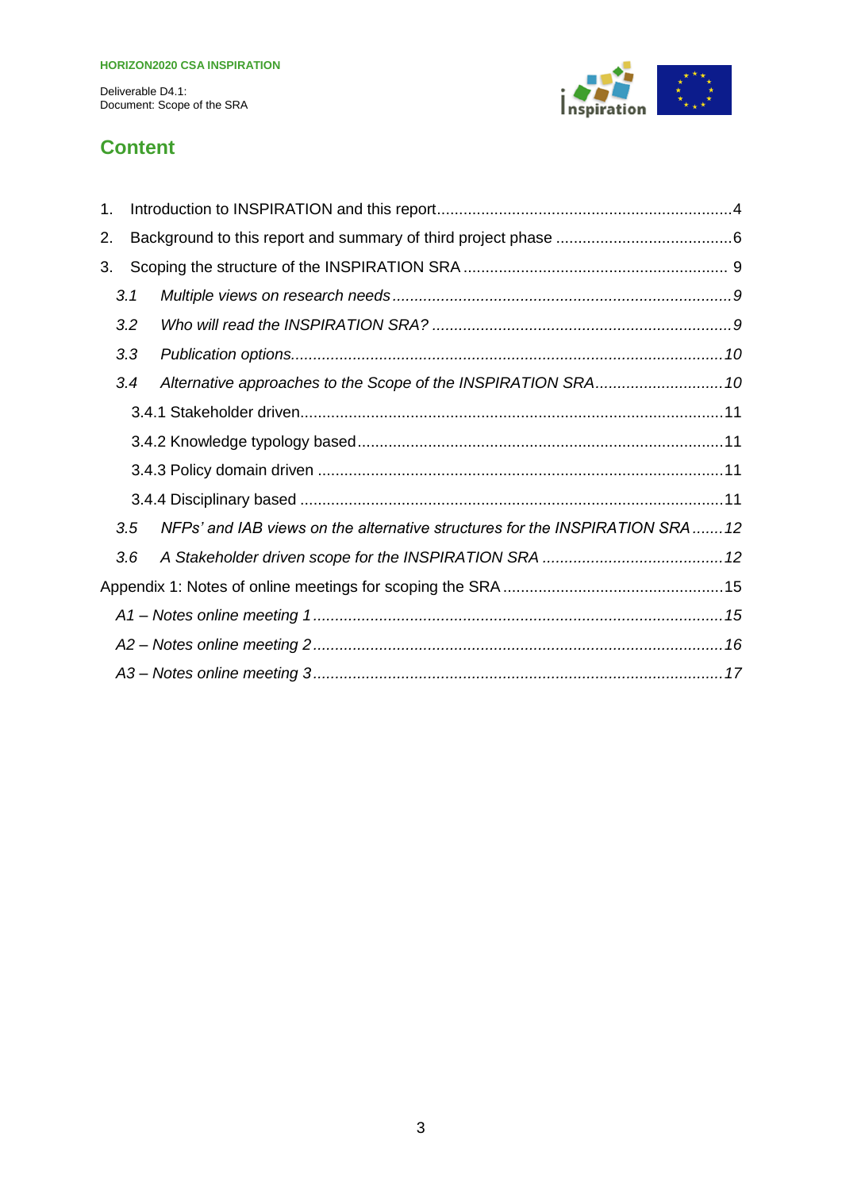## Content

1. Introduction to INSPIRATION and this report ........................................................ 4
2. Background to this report and summary of third project phase ........................................ 6
3. Scoping the structure of the INSPIRATION SRA ........................................................ 9
   - *3.1 Multiple views on research needs ........................................................ 9*
   - *3.2 Who will read the INSPIRATION SRA? ........................................................ 9*
   - *3.3 Publication options ........................................................ 10*
   - *3.4 Alternative approaches to the Scope of the INSPIRATION SRA ........................................ 10*
     - 3.4.1 Stakeholder driven ........................................................ 11
     - 3.4.2 Knowledge typology based ........................................................ 11
     - 3.4.3 Policy domain driven ........................................................ 11
     - 3.4.4 Disciplinary based ........................................................ 11
   - *3.5 NFPs' and IAB views on the alternative structures for the INSPIRATION SRA ....... 12*
   - *3.6 A Stakeholder driven scope for the INSPIRATION SRA ........................................ 12*

Appendix 1: Notes of online meetings for scoping the SRA ........................................................ 15

- *A1 – Notes online meeting 1 ........................................................ 15*
- *A2 – Notes online meeting 2 ........................................................ 16*
- *A3 – Notes online meeting 3 ........................................................ 17*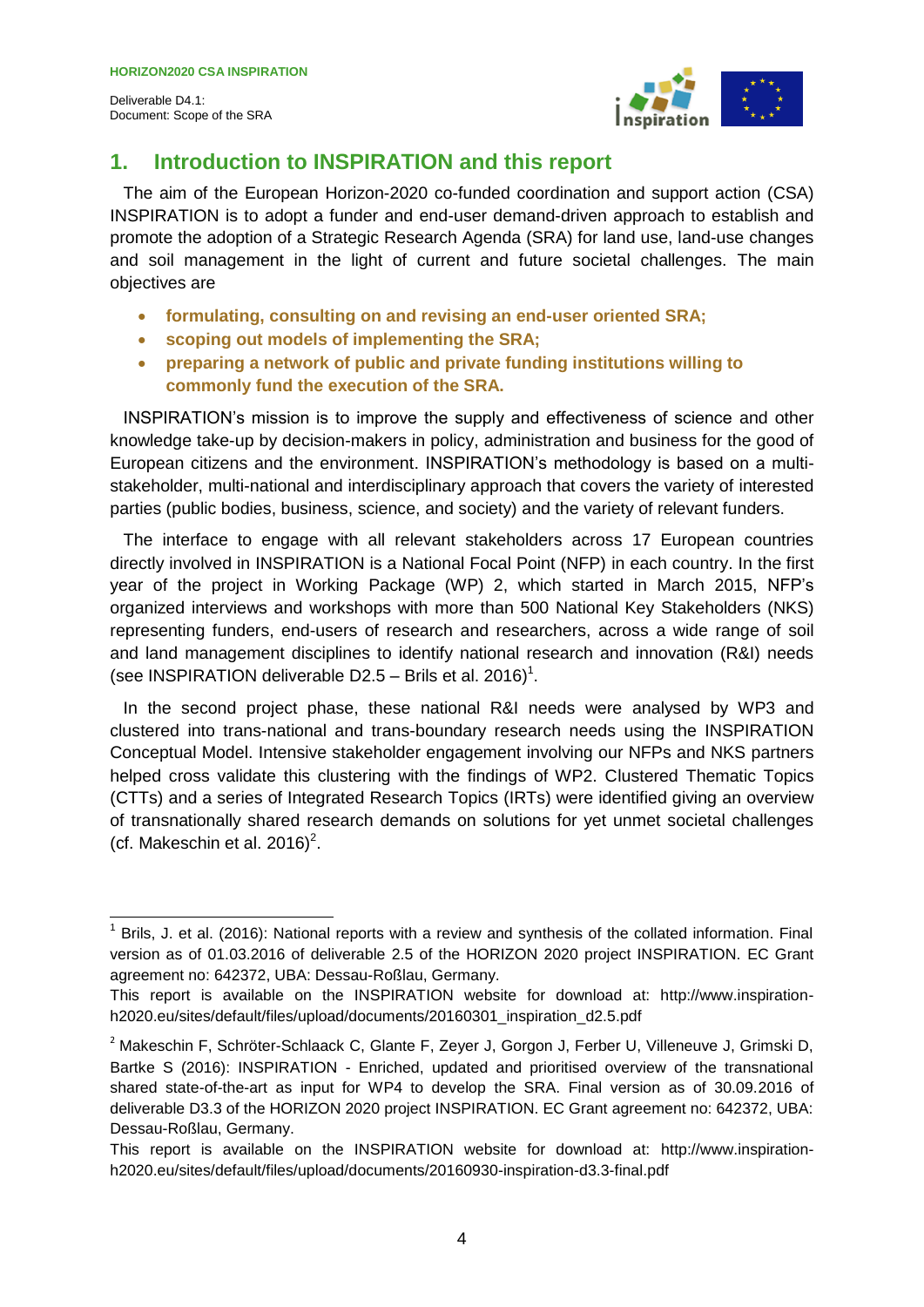# 1. Introduction to INSPIRATION and this report

The aim of the European Horizon-2020 co-funded coordination and support action (CSA) INSPIRATION is to adopt a funder and end-user demand-driven approach to establish and promote the adoption of a Strategic Research Agenda (SRA) for land use, land-use changes and soil management in the light of current and future societal challenges. The main objectives are

- **formulating, consulting on and revising an end-user oriented SRA;**
- **scoping out models of implementing the SRA;**
- **preparing a network of public and private funding institutions willing to commonly fund the execution of the SRA.**

INSPIRATION's mission is to improve the supply and effectiveness of science and other knowledge take-up by decision-makers in policy, administration and business for the good of European citizens and the environment. INSPIRATION's methodology is based on a multi-stakeholder, multi-national and interdisciplinary approach that covers the variety of interested parties (public bodies, business, science, and society) and the variety of relevant funders.

The interface to engage with all relevant stakeholders across 17 European countries directly involved in INSPIRATION is a National Focal Point (NFP) in each country. In the first year of the project in Working Package (WP) 2, which started in March 2015, NFP's organized interviews and workshops with more than 500 National Key Stakeholders (NKS) representing funders, end-users of research and researchers, across a wide range of soil and land management disciplines to identify national research and innovation (R&I) needs (see INSPIRATION deliverable D2.5 – Brils et al. 2016)[1].

In the second project phase, these national R&I needs were analysed by WP3 and clustered into trans-national and trans-boundary research needs using the INSPIRATION Conceptual Model. Intensive stakeholder engagement involving our NFPs and NKS partners helped cross validate this clustering with the findings of WP2. Clustered Thematic Topics (CTTs) and a series of Integrated Research Topics (IRTs) were identified giving an overview of transnationally shared research demands on solutions for yet unmet societal challenges (cf. Makeschin et al. 2016)[2].

---

[1] Brils, J. et al. (2016): National reports with a review and synthesis of the collated information. Final version as of 01.03.2016 of deliverable 2.5 of the HORIZON 2020 project INSPIRATION. EC Grant agreement no: 642372, UBA: Dessau-Roßlau, Germany.
This report is available on the INSPIRATION website for download at: http://www.inspiration-h2020.eu/sites/default/files/upload/documents/20160301_inspiration_d2.5.pdf

[2] Makeschin F, Schröter-Schlaack C, Glante F, Zeyer J, Gorgon J, Ferber U, Villeneuve J, Grimski D, Bartke S (2016): INSPIRATION - Enriched, updated and prioritised overview of the transnational shared state-of-the-art as input for WP4 to develop the SRA. Final version as of 30.09.2016 of deliverable D3.3 of the HORIZON 2020 project INSPIRATION. EC Grant agreement no: 642372, UBA: Dessau-Roßlau, Germany.
This report is available on the INSPIRATION website for download at: http://www.inspiration-h2020.eu/sites/default/files/upload/documents/20160930-inspiration-d3.3-final.pdf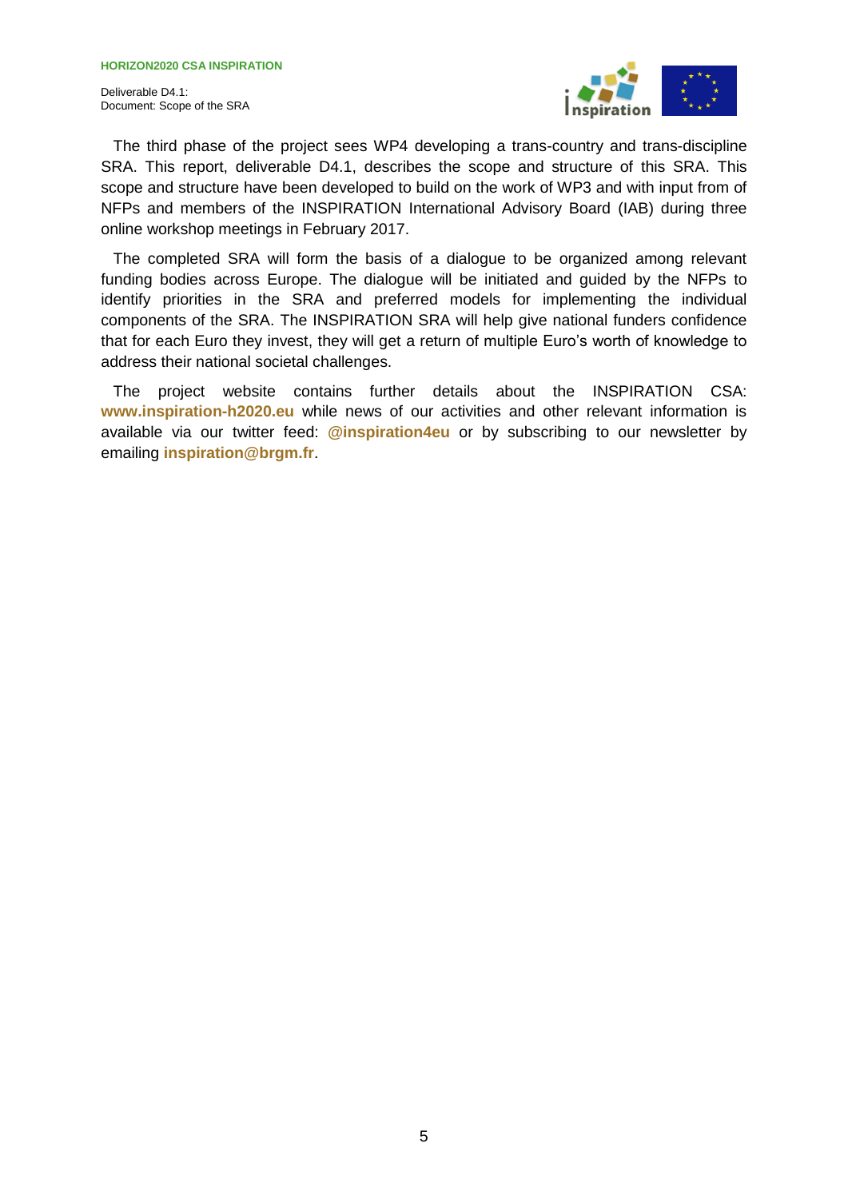The third phase of the project sees WP4 developing a trans-country and trans-discipline SRA. This report, deliverable D4.1, describes the scope and structure of this SRA. This scope and structure have been developed to build on the work of WP3 and with input from of NFPs and members of the INSPIRATION International Advisory Board (IAB) during three online workshop meetings in February 2017.

The completed SRA will form the basis of a dialogue to be organized among relevant funding bodies across Europe. The dialogue will be initiated and guided by the NFPs to identify priorities in the SRA and preferred models for implementing the individual components of the SRA. The INSPIRATION SRA will help give national funders confidence that for each Euro they invest, they will get a return of multiple Euro's worth of knowledge to address their national societal challenges.

The project website contains further details about the INSPIRATION CSA: **www.inspiration-h2020.eu** while news of our activities and other relevant information is available via our twitter feed: **@inspiration4eu** or by subscribing to our newsletter by emailing **inspiration@brgm.fr**.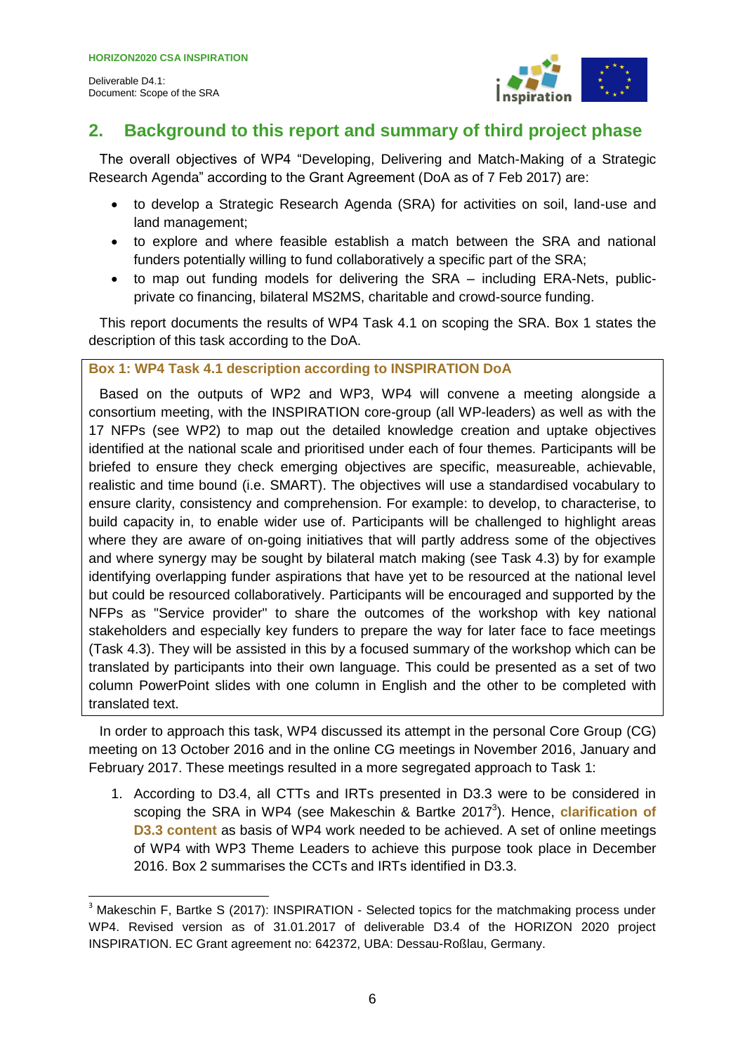## 2. Background to this report and summary of third project phase

The overall objectives of WP4 "Developing, Delivering and Match-Making of a Strategic Research Agenda" according to the Grant Agreement (DoA as of 7 Feb 2017) are:

- to develop a Strategic Research Agenda (SRA) for activities on soil, land-use and land management;
- to explore and where feasible establish a match between the SRA and national funders potentially willing to fund collaboratively a specific part of the SRA;
- to map out funding models for delivering the SRA – including ERA-Nets, public-private co financing, bilateral MS2MS, charitable and crowd-source funding.

This report documents the results of WP4 Task 4.1 on scoping the SRA. Box 1 states the description of this task according to the DoA.

**Box 1: WP4 Task 4.1 description according to INSPIRATION DoA**

> Based on the outputs of WP2 and WP3, WP4 will convene a meeting alongside a consortium meeting, with the INSPIRATION core-group (all WP-leaders) as well as with the 17 NFPs (see WP2) to map out the detailed knowledge creation and uptake objectives identified at the national scale and prioritised under each of four themes. Participants will be briefed to ensure they check emerging objectives are specific, measureable, achievable, realistic and time bound (i.e. SMART). The objectives will use a standardised vocabulary to ensure clarity, consistency and comprehension. For example: to develop, to characterise, to build capacity in, to enable wider use of. Participants will be challenged to highlight areas where they are aware of on-going initiatives that will partly address some of the objectives and where synergy may be sought by bilateral match making (see Task 4.3) by for example identifying overlapping funder aspirations that have yet to be resourced at the national level but could be resourced collaboratively. Participants will be encouraged and supported by the NFPs as "Service provider" to share the outcomes of the workshop with key national stakeholders and especially key funders to prepare the way for later face to face meetings (Task 4.3). They will be assisted in this by a focused summary of the workshop which can be translated by participants into their own language. This could be presented as a set of two column PowerPoint slides with one column in English and the other to be completed with translated text.

In order to approach this task, WP4 discussed its attempt in the personal Core Group (CG) meeting on 13 October 2016 and in the online CG meetings in November 2016, January and February 2017. These meetings resulted in a more segregated approach to Task 1:

1. According to D3.4, all CTTs and IRTs presented in D3.3 were to be considered in scoping the SRA in WP4 (see Makeschin & Bartke 2017[3]). Hence, **clarification of D3.3 content** as basis of WP4 work needed to be achieved. A set of online meetings of WP4 with WP3 Theme Leaders to achieve this purpose took place in December 2016. Box 2 summarises the CCTs and IRTs identified in D3.3.

[3] Makeschin F, Bartke S (2017): INSPIRATION - Selected topics for the matchmaking process under WP4. Revised version as of 31.01.2017 of deliverable D3.4 of the HORIZON 2020 project INSPIRATION. EC Grant agreement no: 642372, UBA: Dessau-Roßlau, Germany.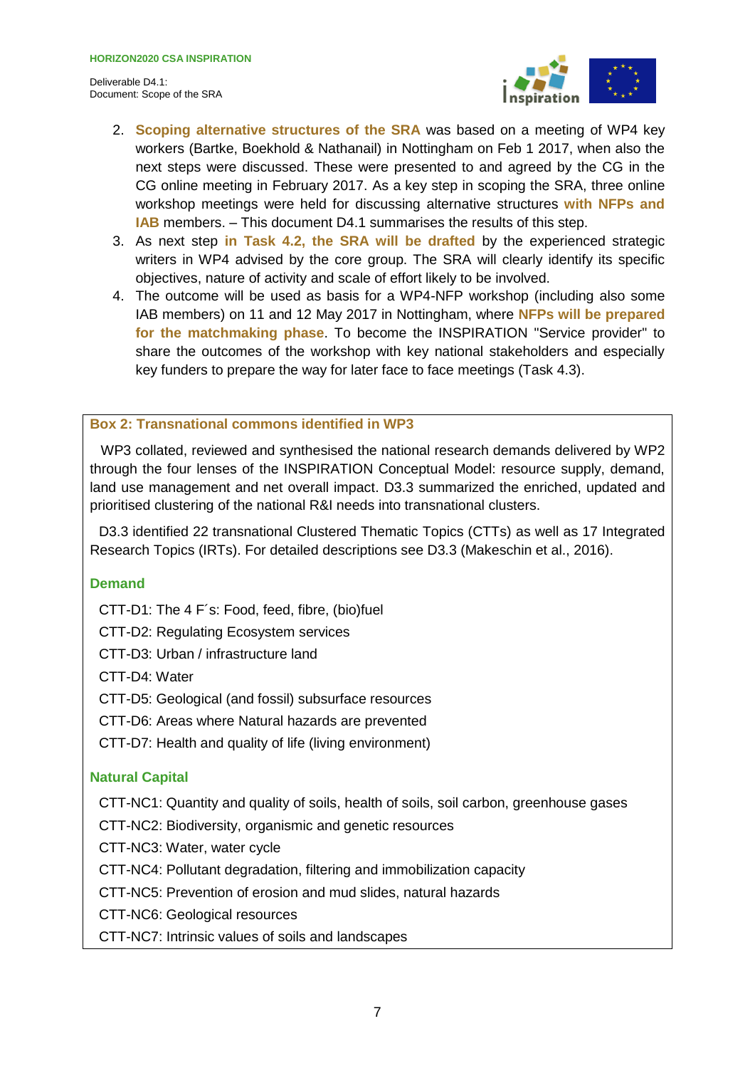2. **Scoping alternative structures of the SRA** was based on a meeting of WP4 key workers (Bartke, Boekhold & Nathanail) in Nottingham on Feb 1 2017, when also the next steps were discussed. These were presented to and agreed by the CG in the CG online meeting in February 2017. As a key step in scoping the SRA, three online workshop meetings were held for discussing alternative structures **with NFPs and IAB** members. – This document D4.1 summarises the results of this step.
3. As next step **in Task 4.2, the SRA will be drafted** by the experienced strategic writers in WP4 advised by the core group. The SRA will clearly identify its specific objectives, nature of activity and scale of effort likely to be involved.
4. The outcome will be used as basis for a WP4-NFP workshop (including also some IAB members) on 11 and 12 May 2017 in Nottingham, where **NFPs will be prepared for the matchmaking phase**. To become the INSPIRATION "Service provider" to share the outcomes of the workshop with key national stakeholders and especially key funders to prepare the way for later face to face meetings (Task 4.3).

**Box 2: Transnational commons identified in WP3**

WP3 collated, reviewed and synthesised the national research demands delivered by WP2 through the four lenses of the INSPIRATION Conceptual Model: resource supply, demand, land use management and net overall impact. D3.3 summarized the enriched, updated and prioritised clustering of the national R&I needs into transnational clusters.

D3.3 identified 22 transnational Clustered Thematic Topics (CTTs) as well as 17 Integrated Research Topics (IRTs). For detailed descriptions see D3.3 (Makeschin et al., 2016).

**Demand**

CTT-D1: The 4 F´s: Food, feed, fibre, (bio)fuel
CTT-D2: Regulating Ecosystem services
CTT-D3: Urban / infrastructure land
CTT-D4: Water
CTT-D5: Geological (and fossil) subsurface resources
CTT-D6: Areas where Natural hazards are prevented
CTT-D7: Health and quality of life (living environment)

**Natural Capital**

CTT-NC1: Quantity and quality of soils, health of soils, soil carbon, greenhouse gases
CTT-NC2: Biodiversity, organismic and genetic resources
CTT-NC3: Water, water cycle
CTT-NC4: Pollutant degradation, filtering and immobilization capacity
CTT-NC5: Prevention of erosion and mud slides, natural hazards
CTT-NC6: Geological resources
CTT-NC7: Intrinsic values of soils and landscapes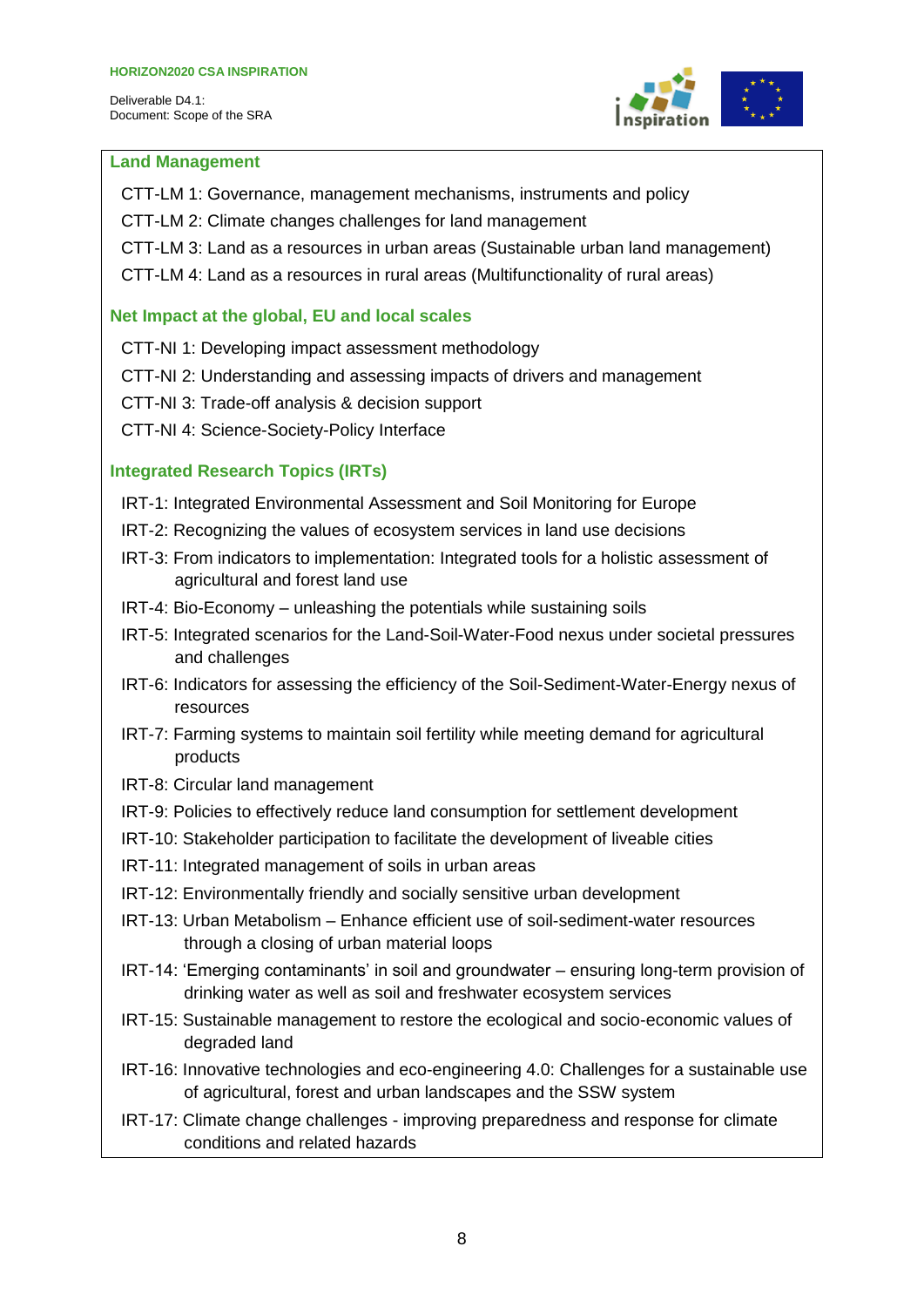### Land Management

- CTT-LM 1: Governance, management mechanisms, instruments and policy
- CTT-LM 2: Climate changes challenges for land management
- CTT-LM 3: Land as a resources in urban areas (Sustainable urban land management)
- CTT-LM 4: Land as a resources in rural areas (Multifunctionality of rural areas)

### Net Impact at the global, EU and local scales

- CTT-NI 1: Developing impact assessment methodology
- CTT-NI 2: Understanding and assessing impacts of drivers and management
- CTT-NI 3: Trade-off analysis & decision support
- CTT-NI 4: Science-Society-Policy Interface

### Integrated Research Topics (IRTs)

- IRT-1: Integrated Environmental Assessment and Soil Monitoring for Europe
- IRT-2: Recognizing the values of ecosystem services in land use decisions
- IRT-3: From indicators to implementation: Integrated tools for a holistic assessment of agricultural and forest land use
- IRT-4: Bio-Economy – unleashing the potentials while sustaining soils
- IRT-5: Integrated scenarios for the Land-Soil-Water-Food nexus under societal pressures and challenges
- IRT-6: Indicators for assessing the efficiency of the Soil-Sediment-Water-Energy nexus of resources
- IRT-7: Farming systems to maintain soil fertility while meeting demand for agricultural products
- IRT-8: Circular land management
- IRT-9: Policies to effectively reduce land consumption for settlement development
- IRT-10: Stakeholder participation to facilitate the development of liveable cities
- IRT-11: Integrated management of soils in urban areas
- IRT-12: Environmentally friendly and socially sensitive urban development
- IRT-13: Urban Metabolism – Enhance efficient use of soil-sediment-water resources through a closing of urban material loops
- IRT-14: 'Emerging contaminants' in soil and groundwater – ensuring long-term provision of drinking water as well as soil and freshwater ecosystem services
- IRT-15: Sustainable management to restore the ecological and socio-economic values of degraded land
- IRT-16: Innovative technologies and eco-engineering 4.0: Challenges for a sustainable use of agricultural, forest and urban landscapes and the SSW system
- IRT-17: Climate change challenges - improving preparedness and response for climate conditions and related hazards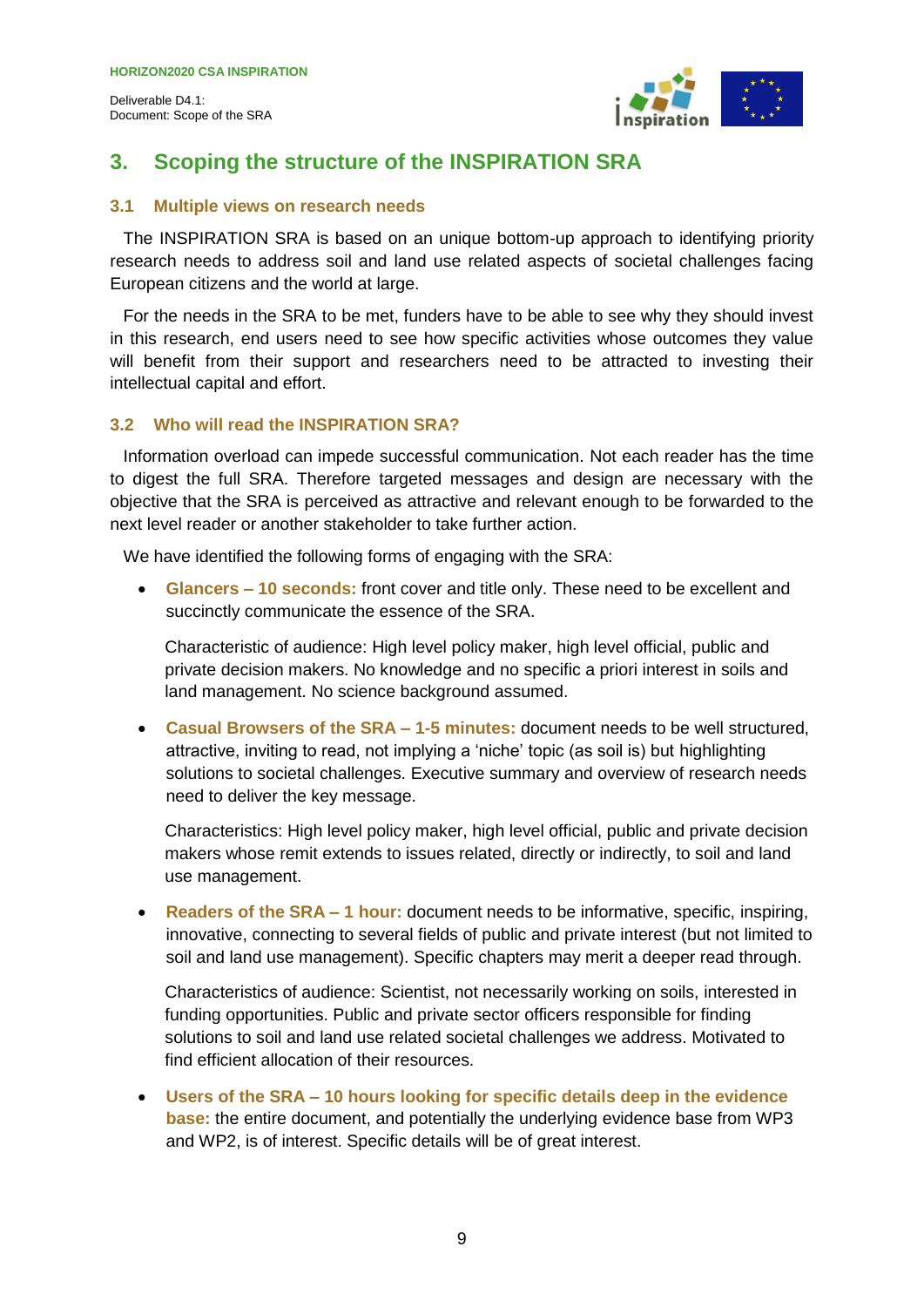## 3. Scoping the structure of the INSPIRATION SRA

### 3.1 Multiple views on research needs

The INSPIRATION SRA is based on an unique bottom-up approach to identifying priority research needs to address soil and land use related aspects of societal challenges facing European citizens and the world at large.

For the needs in the SRA to be met, funders have to be able to see why they should invest in this research, end users need to see how specific activities whose outcomes they value will benefit from their support and researchers need to be attracted to investing their intellectual capital and effort.

### 3.2 Who will read the INSPIRATION SRA?

Information overload can impede successful communication. Not each reader has the time to digest the full SRA. Therefore targeted messages and design are necessary with the objective that the SRA is perceived as attractive and relevant enough to be forwarded to the next level reader or another stakeholder to take further action.

We have identified the following forms of engaging with the SRA:

- **Glancers – 10 seconds:** front cover and title only. These need to be excellent and succinctly communicate the essence of the SRA.

  Characteristic of audience: High level policy maker, high level official, public and private decision makers. No knowledge and no specific a priori interest in soils and land management. No science background assumed.

- **Casual Browsers of the SRA – 1-5 minutes:** document needs to be well structured, attractive, inviting to read, not implying a 'niche' topic (as soil is) but highlighting solutions to societal challenges. Executive summary and overview of research needs need to deliver the key message.

  Characteristics: High level policy maker, high level official, public and private decision makers whose remit extends to issues related, directly or indirectly, to soil and land use management.

- **Readers of the SRA – 1 hour:** document needs to be informative, specific, inspiring, innovative, connecting to several fields of public and private interest (but not limited to soil and land use management). Specific chapters may merit a deeper read through.

  Characteristics of audience: Scientist, not necessarily working on soils, interested in funding opportunities. Public and private sector officers responsible for finding solutions to soil and land use related societal challenges we address. Motivated to find efficient allocation of their resources.

- **Users of the SRA – 10 hours looking for specific details deep in the evidence base:** the entire document, and potentially the underlying evidence base from WP3 and WP2, is of interest. Specific details will be of great interest.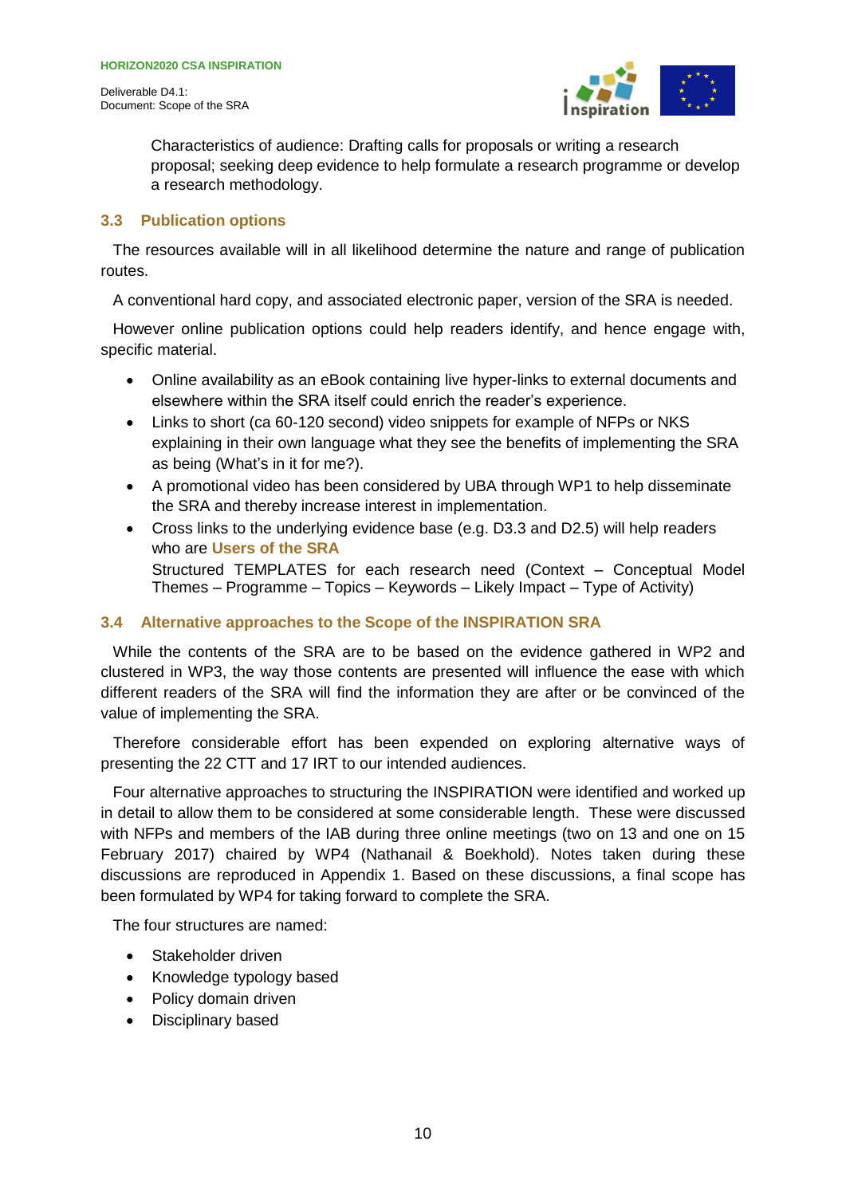Characteristics of audience: Drafting calls for proposals or writing a research proposal; seeking deep evidence to help formulate a research programme or develop a research methodology.

## 3.3 Publication options

The resources available will in all likelihood determine the nature and range of publication routes.

A conventional hard copy, and associated electronic paper, version of the SRA is needed.

However online publication options could help readers identify, and hence engage with, specific material.

- Online availability as an eBook containing live hyper-links to external documents and elsewhere within the SRA itself could enrich the reader's experience.
- Links to short (ca 60-120 second) video snippets for example of NFPs or NKS explaining in their own language what they see the benefits of implementing the SRA as being (What's in it for me?).
- A promotional video has been considered by UBA through WP1 to help disseminate the SRA and thereby increase interest in implementation.
- Cross links to the underlying evidence base (e.g. D3.3 and D2.5) will help readers who are **Users of the SRA**

  Structured TEMPLATES for each research need (Context – Conceptual Model Themes – Programme – Topics – Keywords – Likely Impact – Type of Activity)

## 3.4 Alternative approaches to the Scope of the INSPIRATION SRA

While the contents of the SRA are to be based on the evidence gathered in WP2 and clustered in WP3, the way those contents are presented will influence the ease with which different readers of the SRA will find the information they are after or be convinced of the value of implementing the SRA.

Therefore considerable effort has been expended on exploring alternative ways of presenting the 22 CTT and 17 IRT to our intended audiences.

Four alternative approaches to structuring the INSPIRATION were identified and worked up in detail to allow them to be considered at some considerable length. These were discussed with NFPs and members of the IAB during three online meetings (two on 13 and one on 15 February 2017) chaired by WP4 (Nathanail & Boekhold). Notes taken during these discussions are reproduced in Appendix 1. Based on these discussions, a final scope has been formulated by WP4 for taking forward to complete the SRA.

The four structures are named:

- Stakeholder driven
- Knowledge typology based
- Policy domain driven
- Disciplinary based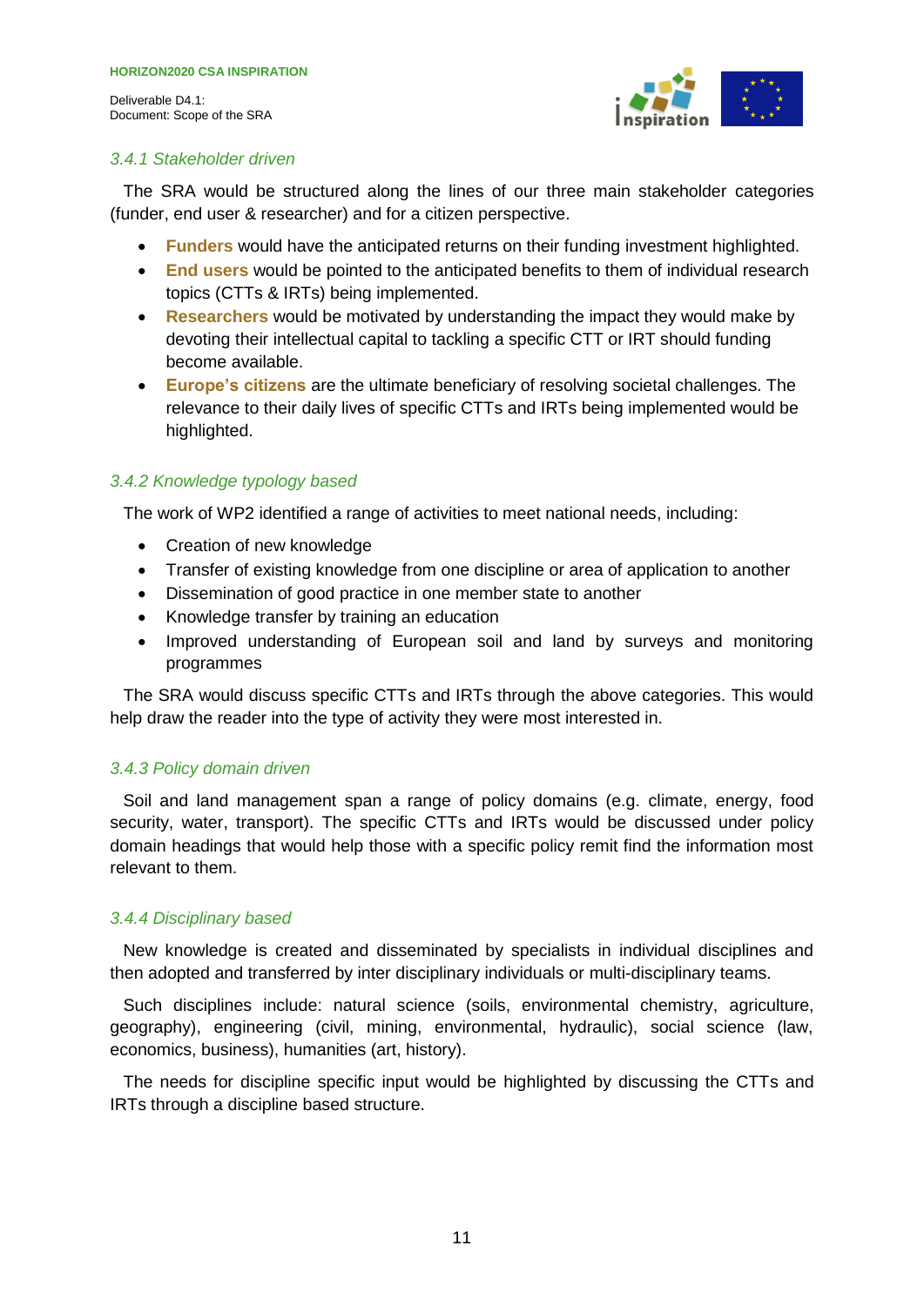### 3.4.1 Stakeholder driven

The SRA would be structured along the lines of our three main stakeholder categories (funder, end user & researcher) and for a citizen perspective.

- **Funders** would have the anticipated returns on their funding investment highlighted.
- **End users** would be pointed to the anticipated benefits to them of individual research topics (CTTs & IRTs) being implemented.
- **Researchers** would be motivated by understanding the impact they would make by devoting their intellectual capital to tackling a specific CTT or IRT should funding become available.
- **Europe's citizens** are the ultimate beneficiary of resolving societal challenges. The relevance to their daily lives of specific CTTs and IRTs being implemented would be highlighted.

### 3.4.2 Knowledge typology based

The work of WP2 identified a range of activities to meet national needs, including:

- Creation of new knowledge
- Transfer of existing knowledge from one discipline or area of application to another
- Dissemination of good practice in one member state to another
- Knowledge transfer by training an education
- Improved understanding of European soil and land by surveys and monitoring programmes

The SRA would discuss specific CTTs and IRTs through the above categories. This would help draw the reader into the type of activity they were most interested in.

### 3.4.3 Policy domain driven

Soil and land management span a range of policy domains (e.g. climate, energy, food security, water, transport). The specific CTTs and IRTs would be discussed under policy domain headings that would help those with a specific policy remit find the information most relevant to them.

### 3.4.4 Disciplinary based

New knowledge is created and disseminated by specialists in individual disciplines and then adopted and transferred by inter disciplinary individuals or multi-disciplinary teams.

Such disciplines include: natural science (soils, environmental chemistry, agriculture, geography), engineering (civil, mining, environmental, hydraulic), social science (law, economics, business), humanities (art, history).

The needs for discipline specific input would be highlighted by discussing the CTTs and IRTs through a discipline based structure.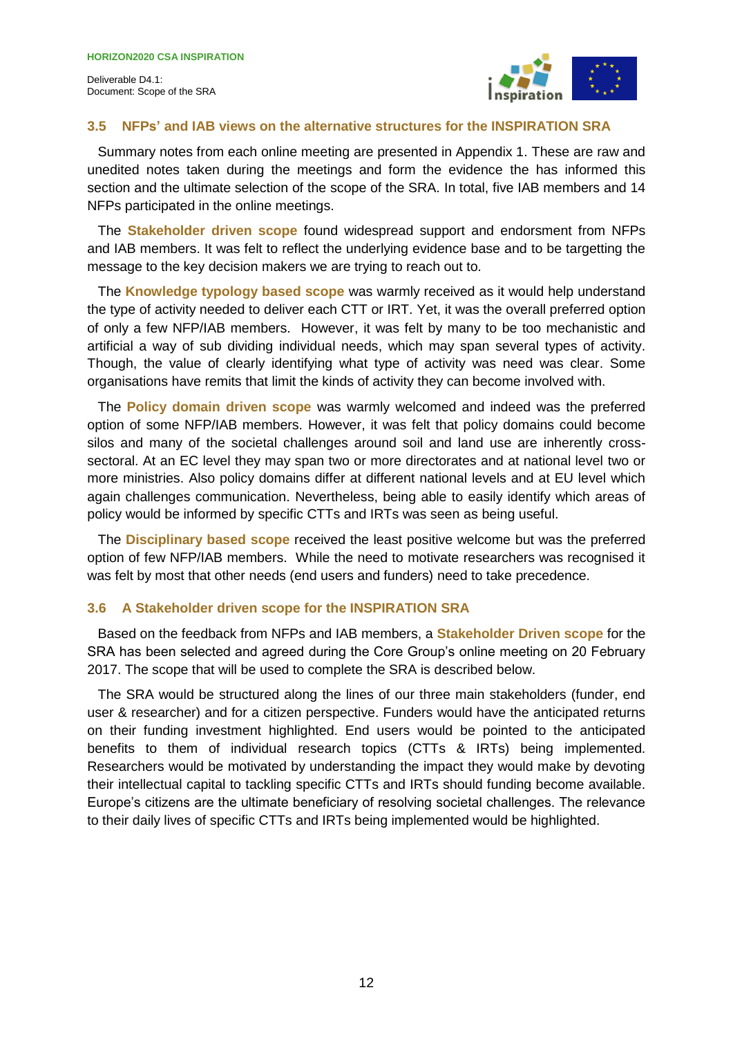### 3.5 NFPs' and IAB views on the alternative structures for the INSPIRATION SRA

Summary notes from each online meeting are presented in Appendix 1. These are raw and unedited notes taken during the meetings and form the evidence the has informed this section and the ultimate selection of the scope of the SRA. In total, five IAB members and 14 NFPs participated in the online meetings.

The **Stakeholder driven scope** found widespread support and endorsment from NFPs and IAB members. It was felt to reflect the underlying evidence base and to be targetting the message to the key decision makers we are trying to reach out to.

The **Knowledge typology based scope** was warmly received as it would help understand the type of activity needed to deliver each CTT or IRT. Yet, it was the overall preferred option of only a few NFP/IAB members. However, it was felt by many to be too mechanistic and artificial a way of sub dividing individual needs, which may span several types of activity. Though, the value of clearly identifying what type of activity was need was clear. Some organisations have remits that limit the kinds of activity they can become involved with.

The **Policy domain driven scope** was warmly welcomed and indeed was the preferred option of some NFP/IAB members. However, it was felt that policy domains could become silos and many of the societal challenges around soil and land use are inherently cross-sectoral. At an EC level they may span two or more directorates and at national level two or more ministries. Also policy domains differ at different national levels and at EU level which again challenges communication. Nevertheless, being able to easily identify which areas of policy would be informed by specific CTTs and IRTs was seen as being useful.

The **Disciplinary based scope** received the least positive welcome but was the preferred option of few NFP/IAB members. While the need to motivate researchers was recognised it was felt by most that other needs (end users and funders) need to take precedence.

### 3.6 A Stakeholder driven scope for the INSPIRATION SRA

Based on the feedback from NFPs and IAB members, a **Stakeholder Driven scope** for the SRA has been selected and agreed during the Core Group's online meeting on 20 February 2017. The scope that will be used to complete the SRA is described below.

The SRA would be structured along the lines of our three main stakeholders (funder, end user & researcher) and for a citizen perspective. Funders would have the anticipated returns on their funding investment highlighted. End users would be pointed to the anticipated benefits to them of individual research topics (CTTs & IRTs) being implemented. Researchers would be motivated by understanding the impact they would make by devoting their intellectual capital to tackling specific CTTs and IRTs should funding become available. Europe's citizens are the ultimate beneficiary of resolving societal challenges. The relevance to their daily lives of specific CTTs and IRTs being implemented would be highlighted.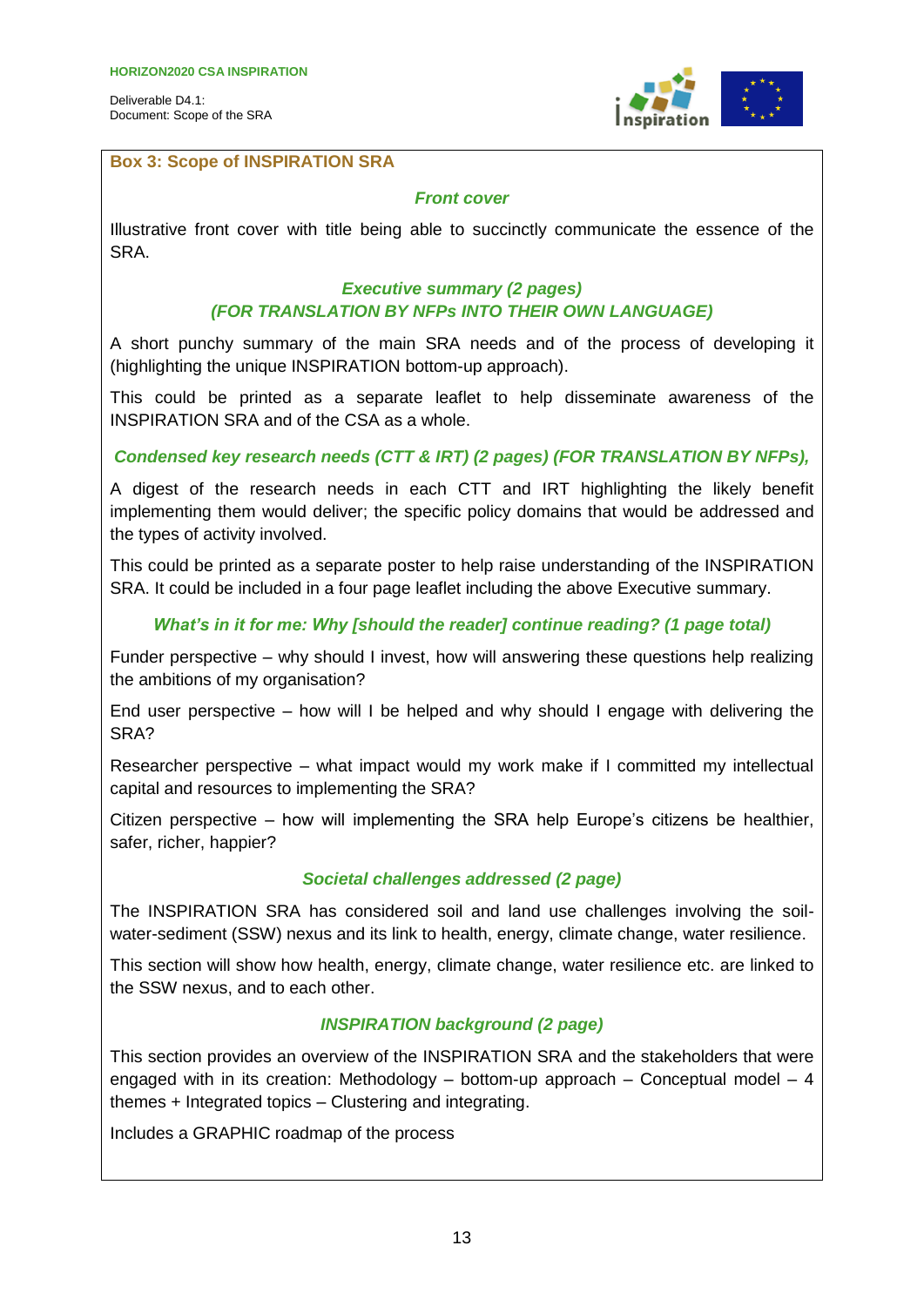**Box 3: Scope of INSPIRATION SRA**

***Front cover***

Illustrative front cover with title being able to succinctly communicate the essence of the SRA.

***Executive summary (2 pages)***
***(FOR TRANSLATION BY NFPs INTO THEIR OWN LANGUAGE)***

A short punchy summary of the main SRA needs and of the process of developing it (highlighting the unique INSPIRATION bottom-up approach).

This could be printed as a separate leaflet to help disseminate awareness of the INSPIRATION SRA and of the CSA as a whole.

***Condensed key research needs (CTT & IRT) (2 pages) (FOR TRANSLATION BY NFPs),***

A digest of the research needs in each CTT and IRT highlighting the likely benefit implementing them would deliver; the specific policy domains that would be addressed and the types of activity involved.

This could be printed as a separate poster to help raise understanding of the INSPIRATION SRA. It could be included in a four page leaflet including the above Executive summary.

***What's in it for me: Why [should the reader] continue reading? (1 page total)***

Funder perspective – why should I invest, how will answering these questions help realizing the ambitions of my organisation?

End user perspective – how will I be helped and why should I engage with delivering the SRA?

Researcher perspective – what impact would my work make if I committed my intellectual capital and resources to implementing the SRA?

Citizen perspective – how will implementing the SRA help Europe's citizens be healthier, safer, richer, happier?

***Societal challenges addressed (2 page)***

The INSPIRATION SRA has considered soil and land use challenges involving the soil-water-sediment (SSW) nexus and its link to health, energy, climate change, water resilience.

This section will show how health, energy, climate change, water resilience etc. are linked to the SSW nexus, and to each other.

***INSPIRATION background (2 page)***

This section provides an overview of the INSPIRATION SRA and the stakeholders that were engaged with in its creation: Methodology – bottom-up approach – Conceptual model – 4 themes + Integrated topics – Clustering and integrating.

Includes a GRAPHIC roadmap of the process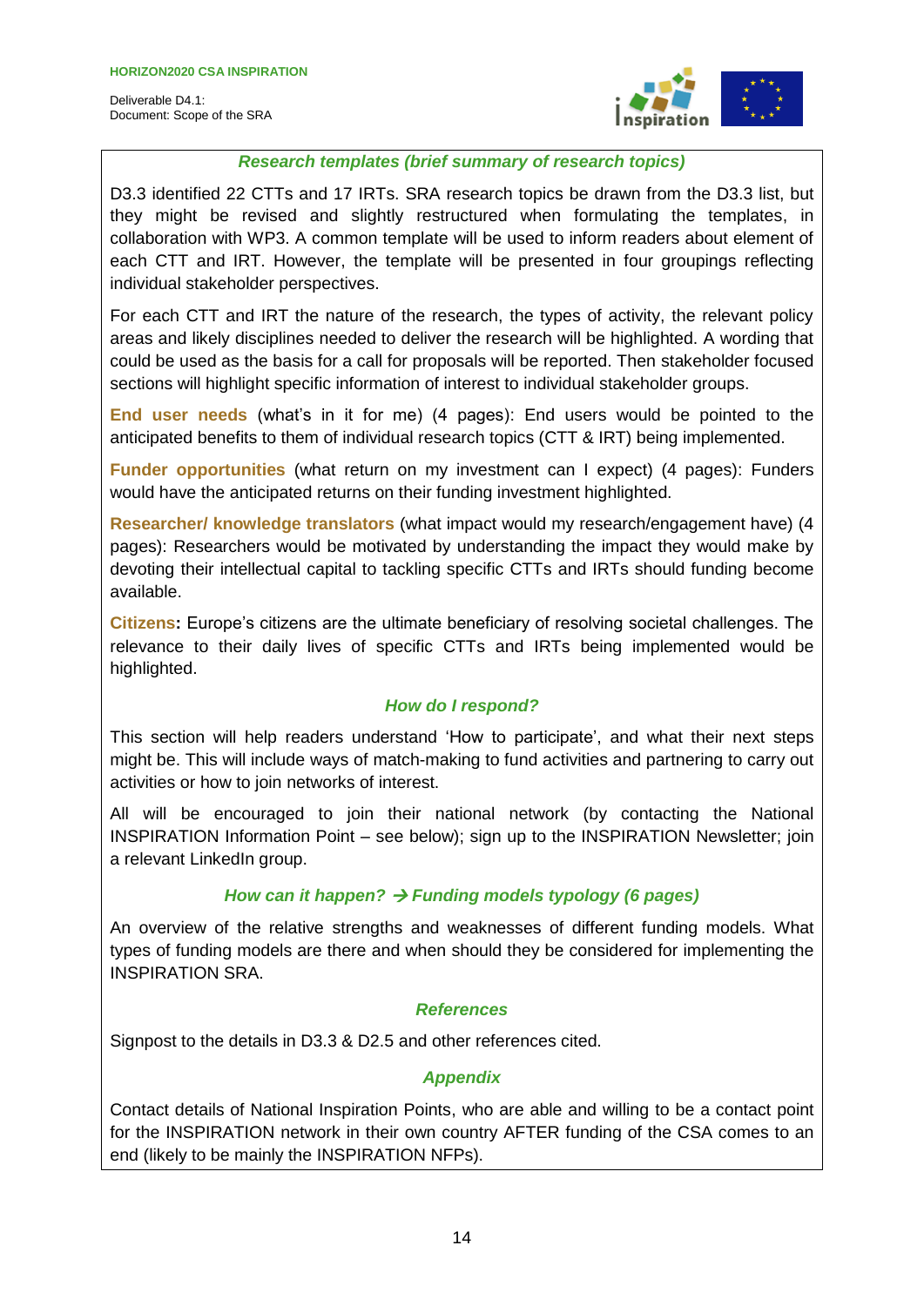### *Research templates (brief summary of research topics)*

D3.3 identified 22 CTTs and 17 IRTs. SRA research topics be drawn from the D3.3 list, but they might be revised and slightly restructured when formulating the templates, in collaboration with WP3. A common template will be used to inform readers about element of each CTT and IRT. However, the template will be presented in four groupings reflecting individual stakeholder perspectives.

For each CTT and IRT the nature of the research, the types of activity, the relevant policy areas and likely disciplines needed to deliver the research will be highlighted. A wording that could be used as the basis for a call for proposals will be reported. Then stakeholder focused sections will highlight specific information of interest to individual stakeholder groups.

**End user needs** (what's in it for me) (4 pages): End users would be pointed to the anticipated benefits to them of individual research topics (CTT & IRT) being implemented.

**Funder opportunities** (what return on my investment can I expect) (4 pages): Funders would have the anticipated returns on their funding investment highlighted.

**Researcher/ knowledge translators** (what impact would my research/engagement have) (4 pages): Researchers would be motivated by understanding the impact they would make by devoting their intellectual capital to tackling specific CTTs and IRTs should funding become available.

**Citizens:** Europe's citizens are the ultimate beneficiary of resolving societal challenges. The relevance to their daily lives of specific CTTs and IRTs being implemented would be highlighted.

### *How do I respond?*

This section will help readers understand 'How to participate', and what their next steps might be. This will include ways of match-making to fund activities and partnering to carry out activities or how to join networks of interest.

All will be encouraged to join their national network (by contacting the National INSPIRATION Information Point – see below); sign up to the INSPIRATION Newsletter; join a relevant LinkedIn group.

### *How can it happen? → Funding models typology (6 pages)*

An overview of the relative strengths and weaknesses of different funding models. What types of funding models are there and when should they be considered for implementing the INSPIRATION SRA.

### *References*

Signpost to the details in D3.3 & D2.5 and other references cited.

### *Appendix*

Contact details of National Inspiration Points, who are able and willing to be a contact point for the INSPIRATION network in their own country AFTER funding of the CSA comes to an end (likely to be mainly the INSPIRATION NFPs).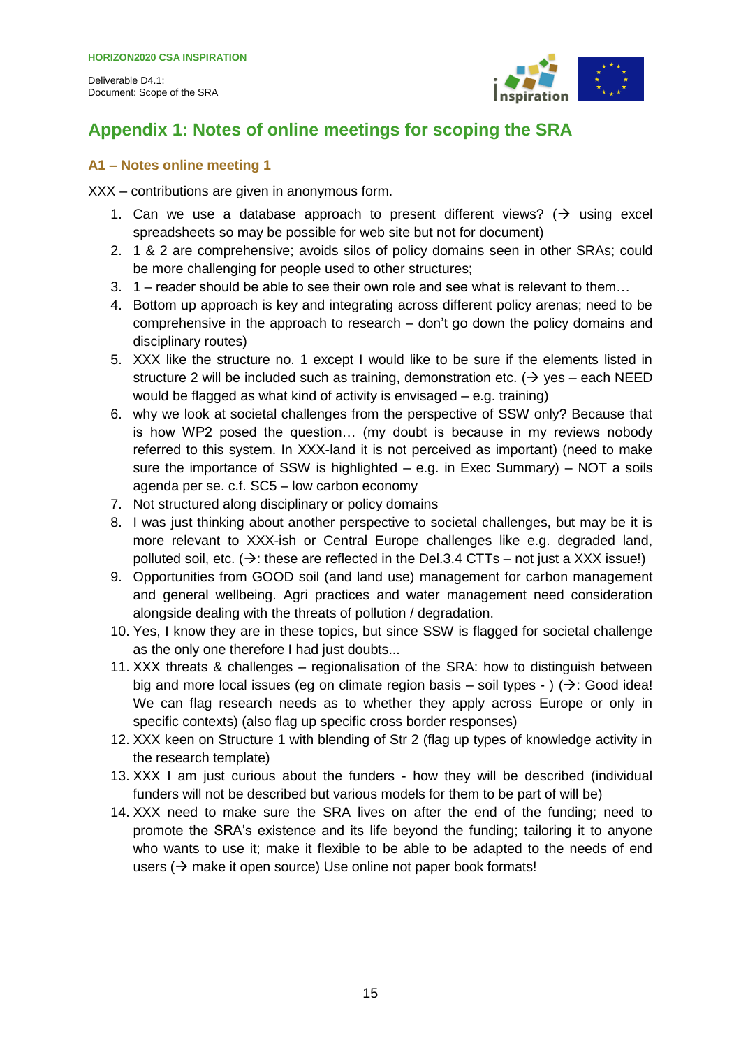# Appendix 1: Notes of online meetings for scoping the SRA

## A1 – Notes online meeting 1

XXX – contributions are given in anonymous form.

1. Can we use a database approach to present different views? (→ using excel spreadsheets so may be possible for web site but not for document)
2. 1 & 2 are comprehensive; avoids silos of policy domains seen in other SRAs; could be more challenging for people used to other structures;
3. 1 – reader should be able to see their own role and see what is relevant to them…
4. Bottom up approach is key and integrating across different policy arenas; need to be comprehensive in the approach to research – don't go down the policy domains and disciplinary routes)
5. XXX like the structure no. 1 except I would like to be sure if the elements listed in structure 2 will be included such as training, demonstration etc. (→ yes – each NEED would be flagged as what kind of activity is envisaged – e.g. training)
6. why we look at societal challenges from the perspective of SSW only? Because that is how WP2 posed the question… (my doubt is because in my reviews nobody referred to this system. In XXX-land it is not perceived as important) (need to make sure the importance of SSW is highlighted – e.g. in Exec Summary) – NOT a soils agenda per se. c.f. SC5 – low carbon economy
7. Not structured along disciplinary or policy domains
8. I was just thinking about another perspective to societal challenges, but may be it is more relevant to XXX-ish or Central Europe challenges like e.g. degraded land, polluted soil, etc. (→: these are reflected in the Del.3.4 CTTs – not just a XXX issue!)
9. Opportunities from GOOD soil (and land use) management for carbon management and general wellbeing. Agri practices and water management need consideration alongside dealing with the threats of pollution / degradation.
10. Yes, I know they are in these topics, but since SSW is flagged for societal challenge as the only one therefore I had just doubts...
11. XXX threats & challenges – regionalisation of the SRA: how to distinguish between big and more local issues (eg on climate region basis – soil types - ) (→: Good idea! We can flag research needs as to whether they apply across Europe or only in specific contexts) (also flag up specific cross border responses)
12. XXX keen on Structure 1 with blending of Str 2 (flag up types of knowledge activity in the research template)
13. XXX I am just curious about the funders - how they will be described (individual funders will not be described but various models for them to be part of will be)
14. XXX need to make sure the SRA lives on after the end of the funding; need to promote the SRA's existence and its life beyond the funding; tailoring it to anyone who wants to use it; make it flexible to be able to be adapted to the needs of end users (→ make it open source) Use online not paper book formats!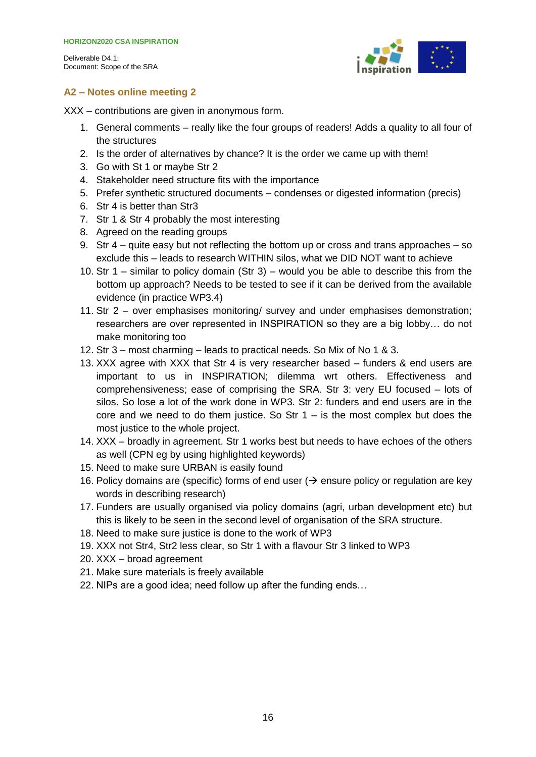## A2 – Notes online meeting 2

XXX – contributions are given in anonymous form.

1. General comments – really like the four groups of readers! Adds a quality to all four of the structures
2. Is the order of alternatives by chance? It is the order we came up with them!
3. Go with St 1 or maybe Str 2
4. Stakeholder need structure fits with the importance
5. Prefer synthetic structured documents – condenses or digested information (precis)
6. Str 4 is better than Str3
7. Str 1 & Str 4 probably the most interesting
8. Agreed on the reading groups
9. Str 4 – quite easy but not reflecting the bottom up or cross and trans approaches – so exclude this – leads to research WITHIN silos, what we DID NOT want to achieve
10. Str 1 – similar to policy domain (Str 3) – would you be able to describe this from the bottom up approach? Needs to be tested to see if it can be derived from the available evidence (in practice WP3.4)
11. Str 2 – over emphasises monitoring/ survey and under emphasises demonstration; researchers are over represented in INSPIRATION so they are a big lobby… do not make monitoring too
12. Str 3 – most charming – leads to practical needs. So Mix of No 1 & 3.
13. XXX agree with XXX that Str 4 is very researcher based – funders & end users are important to us in INSPIRATION; dilemma wrt others. Effectiveness and comprehensiveness; ease of comprising the SRA. Str 3: very EU focused – lots of silos. So lose a lot of the work done in WP3. Str 2: funders and end users are in the core and we need to do them justice. So Str 1 – is the most complex but does the most justice to the whole project.
14. XXX – broadly in agreement. Str 1 works best but needs to have echoes of the others as well (CPN eg by using highlighted keywords)
15. Need to make sure URBAN is easily found
16. Policy domains are (specific) forms of end user (→ ensure policy or regulation are key words in describing research)
17. Funders are usually organised via policy domains (agri, urban development etc) but this is likely to be seen in the second level of organisation of the SRA structure.
18. Need to make sure justice is done to the work of WP3
19. XXX not Str4, Str2 less clear, so Str 1 with a flavour Str 3 linked to WP3
20. XXX – broad agreement
21. Make sure materials is freely available
22. NIPs are a good idea; need follow up after the funding ends…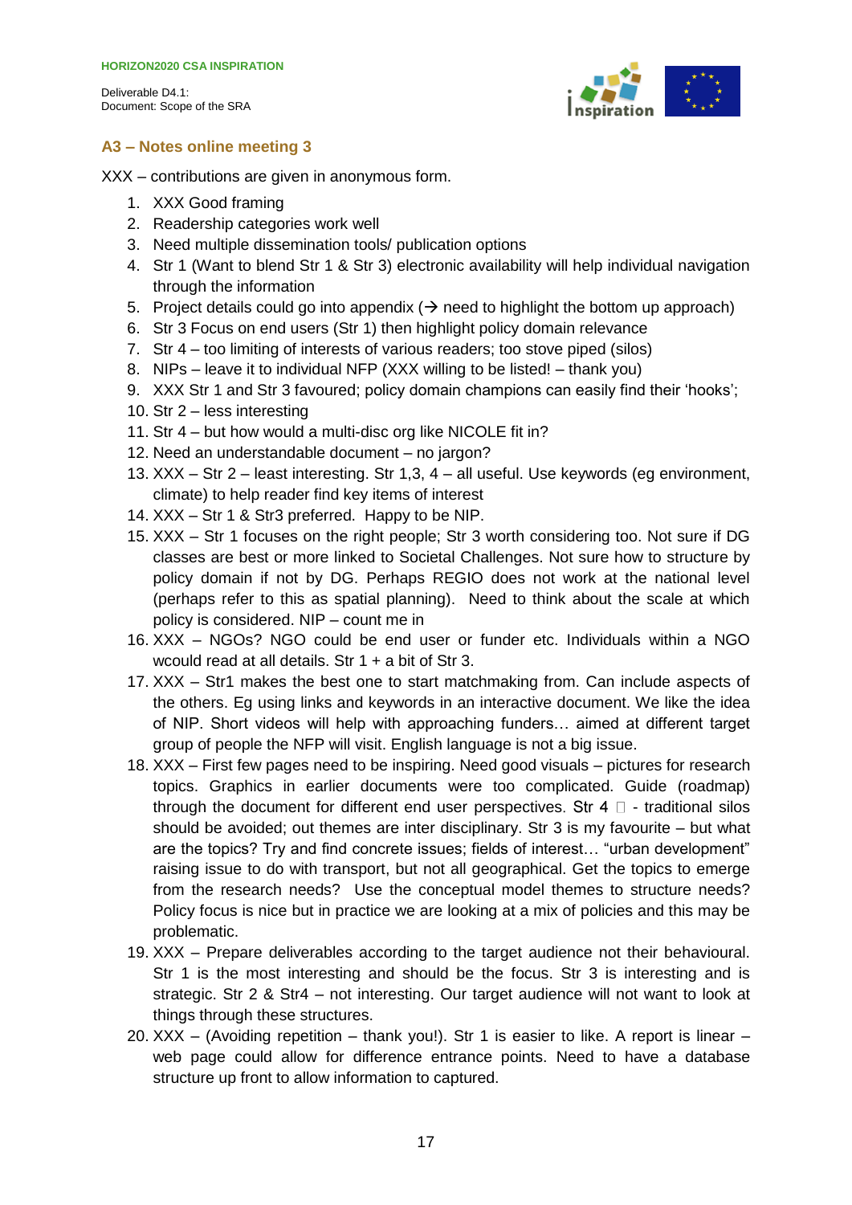### A3 – Notes online meeting 3

XXX – contributions are given in anonymous form.

1. XXX Good framing
2. Readership categories work well
3. Need multiple dissemination tools/ publication options
4. Str 1 (Want to blend Str 1 & Str 3) electronic availability will help individual navigation through the information
5. Project details could go into appendix (→ need to highlight the bottom up approach)
6. Str 3 Focus on end users (Str 1) then highlight policy domain relevance
7. Str 4 – too limiting of interests of various readers; too stove piped (silos)
8. NIPs – leave it to individual NFP (XXX willing to be listed! – thank you)
9. XXX Str 1 and Str 3 favoured; policy domain champions can easily find their 'hooks';
10. Str 2 – less interesting
11. Str 4 – but how would a multi-disc org like NICOLE fit in?
12. Need an understandable document – no jargon?
13. XXX – Str 2 – least interesting. Str 1,3, 4 – all useful. Use keywords (eg environment, climate) to help reader find key items of interest
14. XXX – Str 1 & Str3 preferred. Happy to be NIP.
15. XXX – Str 1 focuses on the right people; Str 3 worth considering too. Not sure if DG classes are best or more linked to Societal Challenges. Not sure how to structure by policy domain if not by DG. Perhaps REGIO does not work at the national level (perhaps refer to this as spatial planning). Need to think about the scale at which policy is considered. NIP – count me in
16. XXX – NGOs? NGO could be end user or funder etc. Individuals within a NGO wcould read at all details. Str 1 + a bit of Str 3.
17. XXX – Str1 makes the best one to start matchmaking from. Can include aspects of the others. Eg using links and keywords in an interactive document. We like the idea of NIP. Short videos will help with approaching funders… aimed at different target group of people the NFP will visit. English language is not a big issue.
18. XXX – First few pages need to be inspiring. Need good visuals – pictures for research topics. Graphics in earlier documents were too complicated. Guide (roadmap) through the document for different end user perspectives. Str 4 □ - traditional silos should be avoided; out themes are inter disciplinary. Str 3 is my favourite – but what are the topics? Try and find concrete issues; fields of interest… "urban development" raising issue to do with transport, but not all geographical. Get the topics to emerge from the research needs? Use the conceptual model themes to structure needs? Policy focus is nice but in practice we are looking at a mix of policies and this may be problematic.
19. XXX – Prepare deliverables according to the target audience not their behavioural. Str 1 is the most interesting and should be the focus. Str 3 is interesting and is strategic. Str 2 & Str4 – not interesting. Our target audience will not want to look at things through these structures.
20. XXX – (Avoiding repetition – thank you!). Str 1 is easier to like. A report is linear – web page could allow for difference entrance points. Need to have a database structure up front to allow information to captured.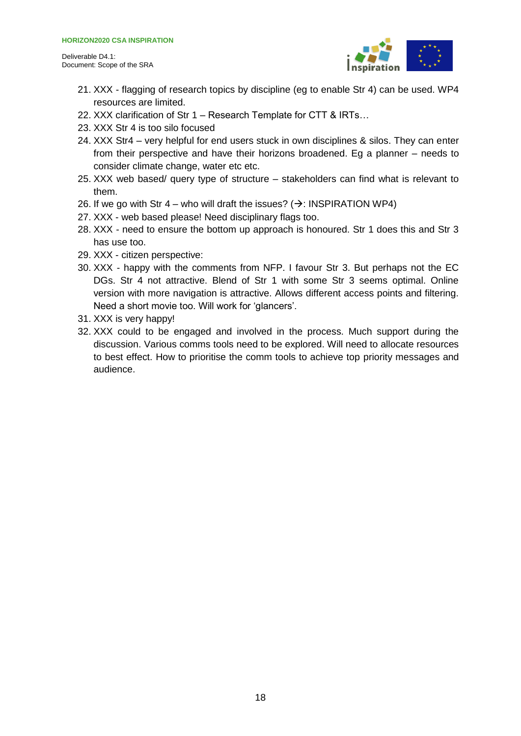21. XXX - flagging of research topics by discipline (eg to enable Str 4) can be used. WP4 resources are limited.
22. XXX clarification of Str 1 – Research Template for CTT & IRTs…
23. XXX Str 4 is too silo focused
24. XXX Str4 – very helpful for end users stuck in own disciplines & silos. They can enter from their perspective and have their horizons broadened. Eg a planner – needs to consider climate change, water etc etc.
25. XXX web based/ query type of structure – stakeholders can find what is relevant to them.
26. If we go with Str 4 – who will draft the issues? (→: INSPIRATION WP4)
27. XXX - web based please! Need disciplinary flags too.
28. XXX - need to ensure the bottom up approach is honoured. Str 1 does this and Str 3 has use too.
29. XXX - citizen perspective:
30. XXX - happy with the comments from NFP. I favour Str 3. But perhaps not the EC DGs. Str 4 not attractive. Blend of Str 1 with some Str 3 seems optimal. Online version with more navigation is attractive. Allows different access points and filtering. Need a short movie too. Will work for 'glancers'.
31. XXX is very happy!
32. XXX could to be engaged and involved in the process. Much support during the discussion. Various comms tools need to be explored. Will need to allocate resources to best effect. How to prioritise the comm tools to achieve top priority messages and audience.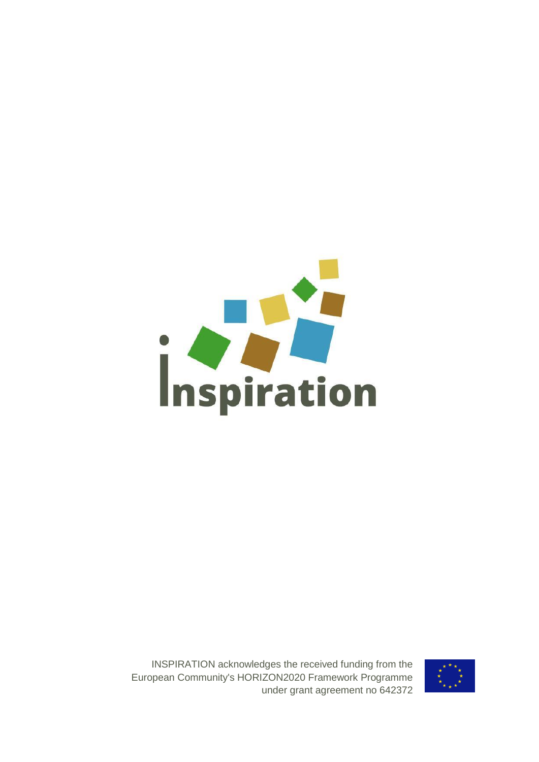Inspiration

INSPIRATION acknowledges the received funding from the European Community's HORIZON2020 Framework Programme under grant agreement no 642372